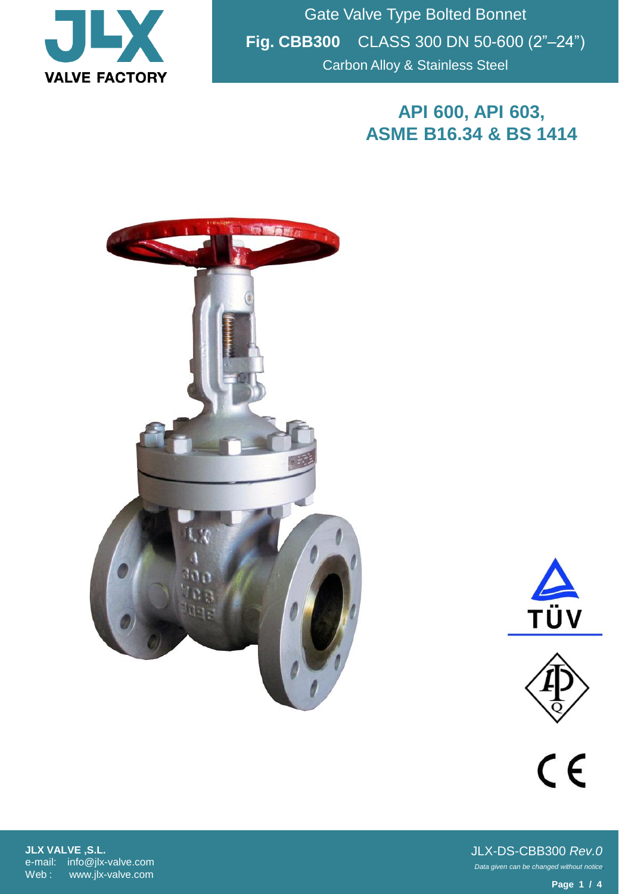JLX VALVE FACTORY

# Gate Valve Type Bolted Bonnet

**Fig. CBB300** CLASS 300 DN 50-600 (2"–24")

Carbon Alloy & Stainless Steel

## API 600, API 603, ASME B16.34 & BS 1414

**JLX VALVE ,S.L.**
e-mail: info@jlx-valve.com
Web : www.jlx-valve.com

JLX-DS-CBB300 *Rev.0*

*Data given can be changed without notice*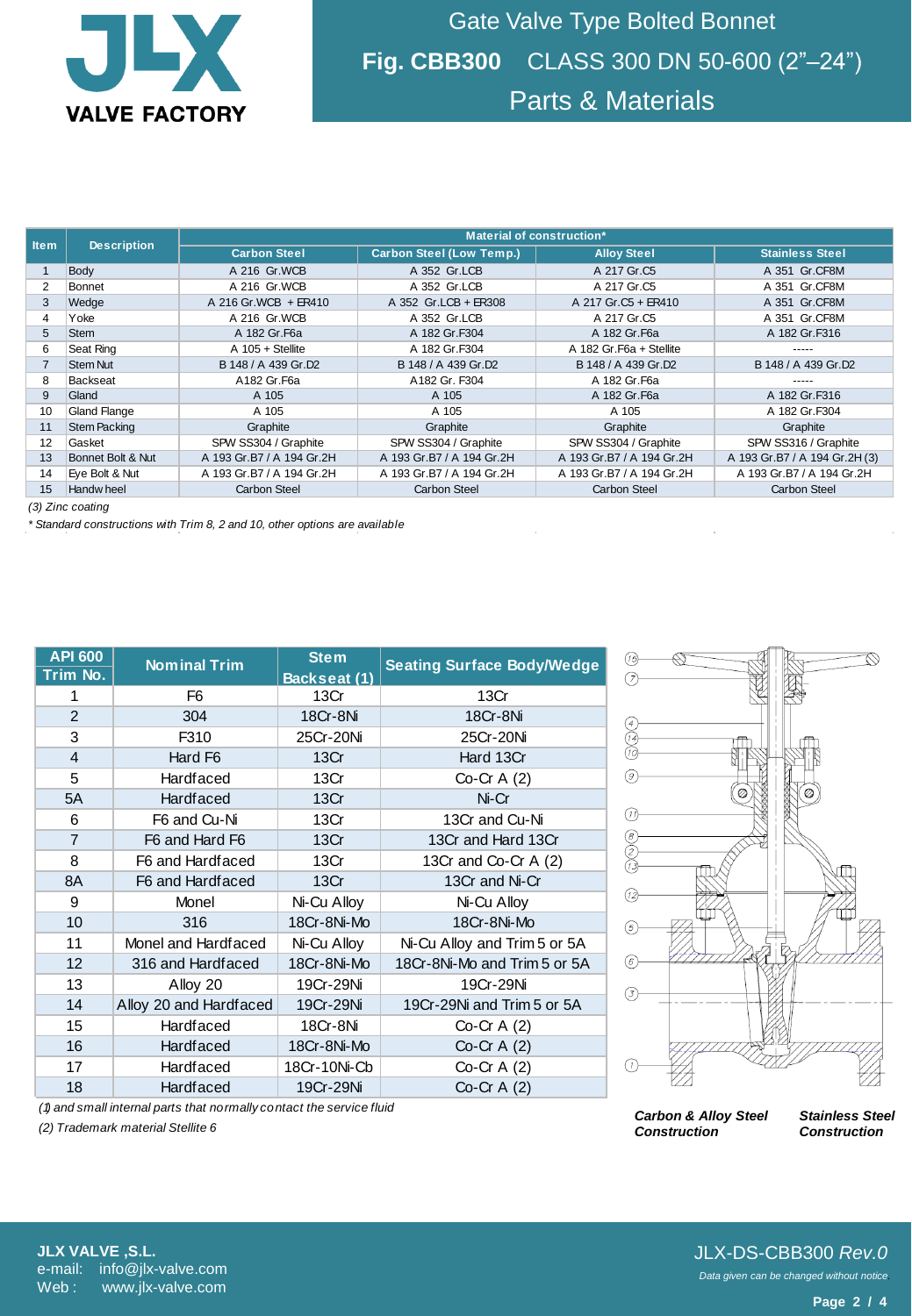# Gate Valve Type Bolted Bonnet

## Fig. CBB300 CLASS 300 DN 50-600 (2"–24")

## Parts & Materials

| Item | Description | Material of construction* | | | |
|---|---|---|---|---|---|
| | | Carbon Steel | Carbon Steel (Low Temp.) | Alloy Steel | Stainless Steel |
| 1 | Body | A 216 Gr.WCB | A 352 Gr.LCB | A 217 Gr.C5 | A 351 Gr.CF8M |
| 2 | Bonnet | A 216 Gr.WCB | A 352 Gr.LCB | A 217 Gr.C5 | A 351 Gr.CF8M |
| 3 | Wedge | A 216 Gr.WCB + ER410 | A 352 Gr.LCB + ER308 | A 217 Gr.C5 + ER410 | A 351 Gr.CF8M |
| 4 | Yoke | A 216 Gr.WCB | A 352 Gr.LCB | A 217 Gr.C5 | A 351 Gr.CF8M |
| 5 | Stem | A 182 Gr.F6a | A 182 Gr.F304 | A 182 Gr.F6a | A 182 Gr.F316 |
| 6 | Seat Ring | A 105 + Stellite | A 182 Gr.F304 | A 182 Gr.F6a + Stellite | ----- |
| 7 | Stem Nut | B 148 / A 439 Gr.D2 | B 148 / A 439 Gr.D2 | B 148 / A 439 Gr.D2 | B 148 / A 439 Gr.D2 |
| 8 | Backseat | A182 Gr.F6a | A182 Gr. F304 | A 182 Gr.F6a | ----- |
| 9 | Gland | A 105 | A 105 | A 182 Gr.F6a | A 182 Gr.F316 |
| 10 | Gland Flange | A 105 | A 105 | A 105 | A 182 Gr.F304 |
| 11 | Stem Packing | Graphite | Graphite | Graphite | Graphite |
| 12 | Gasket | SPW SS304 / Graphite | SPW SS304 / Graphite | SPW SS304 / Graphite | SPW SS316 / Graphite |
| 13 | Bonnet Bolt & Nut | A 193 Gr.B7 / A 194 Gr.2H | A 193 Gr.B7 / A 194 Gr.2H | A 193 Gr.B7 / A 194 Gr.2H | A 193 Gr.B7 / A 194 Gr.2H (3) |
| 14 | Eye Bolt & Nut | A 193 Gr.B7 / A 194 Gr.2H | A 193 Gr.B7 / A 194 Gr.2H | A 193 Gr.B7 / A 194 Gr.2H | A 193 Gr.B7 / A 194 Gr.2H |
| 15 | Handwheel | Carbon Steel | Carbon Steel | Carbon Steel | Carbon Steel |

*(3) Zinc coating*

*\* Standard constructions with Trim 8, 2 and 10, other options are available*

| API 600 Trim No. | Nominal Trim | Stem Backseat (1) | Seating Surface Body/Wedge |
|---|---|---|---|
| 1 | F6 | 13Cr | 13Cr |
| 2 | 304 | 18Cr-8Ni | 18Cr-8Ni |
| 3 | F310 | 25Cr-20Ni | 25Cr-20Ni |
| 4 | Hard F6 | 13Cr | Hard 13Cr |
| 5 | Hardfaced | 13Cr | Co-Cr A (2) |
| 5A | Hardfaced | 13Cr | Ni-Cr |
| 6 | F6 and Cu-Ni | 13Cr | 13Cr and Cu-Ni |
| 7 | F6 and Hard F6 | 13Cr | 13Cr and Hard 13Cr |
| 8 | F6 and Hardfaced | 13Cr | 13Cr and Co-Cr A (2) |
| 8A | F6 and Hardfaced | 13Cr | 13Cr and Ni-Cr |
| 9 | Monel | Ni-Cu Alloy | Ni-Cu Alloy |
| 10 | 316 | 18Cr-8Ni-Mo | 18Cr-8Ni-Mo |
| 11 | Monel and Hardfaced | Ni-Cu Alloy | Ni-Cu Alloy and Trim 5 or 5A |
| 12 | 316 and Hardfaced | 18Cr-8Ni-Mo | 18Cr-8Ni-Mo and Trim 5 or 5A |
| 13 | Alloy 20 | 19Cr-29Ni | 19Cr-29Ni |
| 14 | Alloy 20 and Hardfaced | 19Cr-29Ni | 19Cr-29Ni and Trim 5 or 5A |
| 15 | Hardfaced | 18Cr-8Ni | Co-Cr A (2) |
| 16 | Hardfaced | 18Cr-8Ni-Mo | Co-Cr A (2) |
| 17 | Hardfaced | 18Cr-10Ni-Cb | Co-Cr A (2) |
| 18 | Hardfaced | 19Cr-29Ni | Co-Cr A (2) |

*(1) and small internal parts that normally contact the service fluid*

*(2) Trademark material Stellite 6*

***Carbon & Alloy Steel Construction*** ***Stainless Steel Construction***

**JLX VALVE ,S.L.**
e-mail: info@jlx-valve.com
Web : www.jlx-valve.com

JLX-DS-CBB300 *Rev.0*

*Data given can be changed without notice*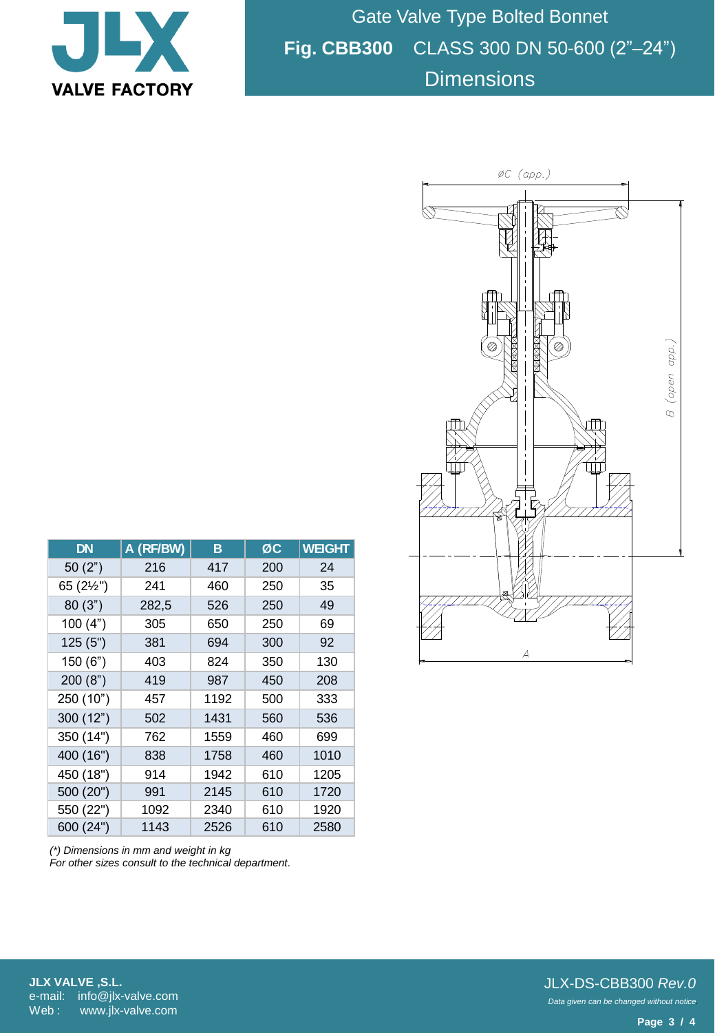# Gate Valve Type Bolted Bonnet

## Fig. CBB300 CLASS 300 DN 50-600 (2"–24")

## Dimensions

ØC (app.)

B (open app.)

A

| DN | A (RF/BW) | B | ØC | WEIGHT |
|---|---|---|---|---|
| 50 (2") | 216 | 417 | 200 | 24 |
| 65 (2½") | 241 | 460 | 250 | 35 |
| 80 (3") | 282,5 | 526 | 250 | 49 |
| 100 (4") | 305 | 650 | 250 | 69 |
| 125 (5") | 381 | 694 | 300 | 92 |
| 150 (6") | 403 | 824 | 350 | 130 |
| 200 (8") | 419 | 987 | 450 | 208 |
| 250 (10") | 457 | 1192 | 500 | 333 |
| 300 (12") | 502 | 1431 | 560 | 536 |
| 350 (14") | 762 | 1559 | 460 | 699 |
| 400 (16") | 838 | 1758 | 460 | 1010 |
| 450 (18") | 914 | 1942 | 610 | 1205 |
| 500 (20") | 991 | 2145 | 610 | 1720 |
| 550 (22") | 1092 | 2340 | 610 | 1920 |
| 600 (24") | 1143 | 2526 | 610 | 2580 |

*(\*) Dimensions in mm and weight in kg*
*For other sizes consult to the technical department.*

**JLX VALVE ,S.L.**
e-mail: info@jlx-valve.com
Web : www.jlx-valve.com

JLX-DS-CBB300 *Rev.0*
*Data given can be changed without notice*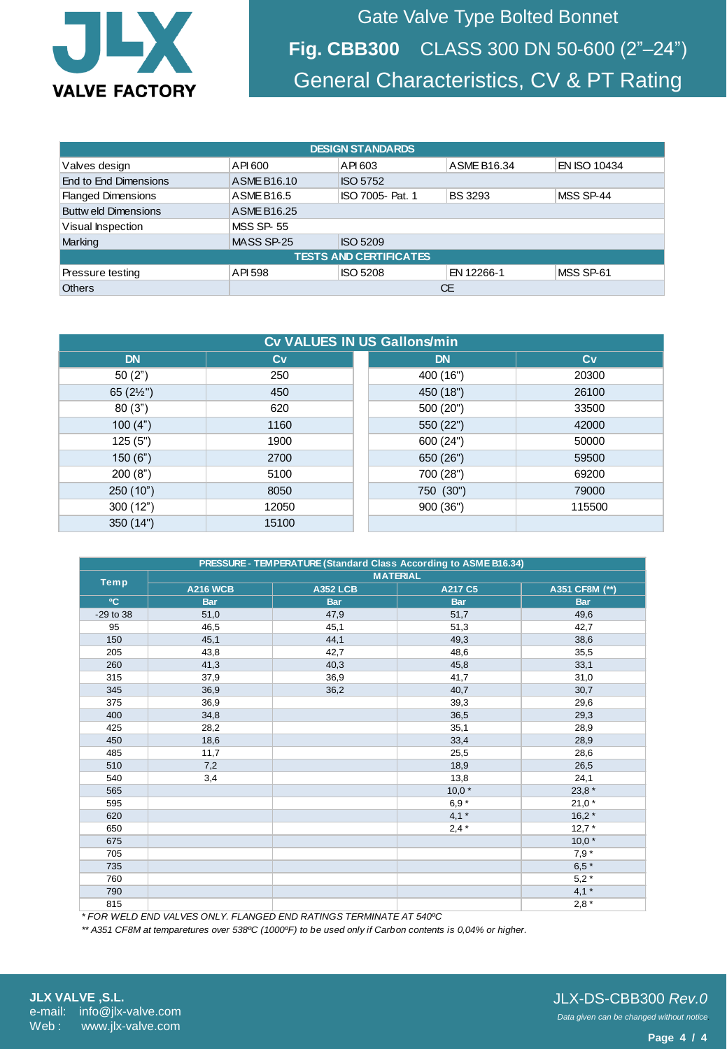# Gate Valve Type Bolted Bonnet

## Fig. CBB300 CLASS 300 DN 50-600 (2"–24")

## General Characteristics, CV & PT Rating

| DESIGN STANDARDS | | | | |
|---|---|---|---|---|
| Valves design | API 600 | API 603 | ASME B16.34 | EN ISO 10434 |
| End to End Dimensions | ASME B16.10 | ISO 5752 | | |
| Flanged Dimensions | ASME B16.5 | ISO 7005- Pat. 1 | BS 3293 | MSS SP-44 |
| Buttweld Dimensions | ASME B16.25 | | | |
| Visual Inspection | MSS SP- 55 | | | |
| Marking | MASS SP-25 | ISO 5209 | | |
| **TESTS AND CERTIFICATES** | | | | |
| Pressure testing | API 598 | ISO 5208 | EN 12266-1 | MSS SP-61 |
| Others | CE | | | |

| Cv VALUES IN US Gallons/min | | | |
|---|---|---|---|
| **DN** | **Cv** | **DN** | **Cv** |
| 50 (2") | 250 | 400 (16") | 20300 |
| 65 (2½") | 450 | 450 (18") | 26100 |
| 80 (3") | 620 | 500 (20") | 33500 |
| 100 (4") | 1160 | 550 (22") | 42000 |
| 125 (5") | 1900 | 600 (24") | 50000 |
| 150 (6") | 2700 | 650 (26") | 59500 |
| 200 (8") | 5100 | 700 (28") | 69200 |
| 250 (10") | 8050 | 750 (30") | 79000 |
| 300 (12") | 12050 | 900 (36") | 115500 |
| 350 (14") | 15100 | | |

| PRESSURE - TEMPERATURE (Standard Class According to ASME B16.34) | | | | |
|---|---|---|---|---|
| Temp | MATERIAL | | | |
| | A216 WCB | A352 LCB | A217 C5 | A351 CF8M (**) |
| ºC | Bar | Bar | Bar | Bar |
| -29 to 38 | 51,0 | 47,9 | 51,7 | 49,6 |
| 95 | 46,5 | 45,1 | 51,3 | 42,7 |
| 150 | 45,1 | 44,1 | 49,3 | 38,6 |
| 205 | 43,8 | 42,7 | 48,6 | 35,5 |
| 260 | 41,3 | 40,3 | 45,8 | 33,1 |
| 315 | 37,9 | 36,9 | 41,7 | 31,0 |
| 345 | 36,9 | 36,2 | 40,7 | 30,7 |
| 375 | 36,9 | | 39,3 | 29,6 |
| 400 | 34,8 | | 36,5 | 29,3 |
| 425 | 28,2 | | 35,1 | 28,9 |
| 450 | 18,6 | | 33,4 | 28,9 |
| 485 | 11,7 | | 25,5 | 28,6 |
| 510 | 7,2 | | 18,9 | 26,5 |
| 540 | 3,4 | | 13,8 | 24,1 |
| 565 | | | 10,0 * | 23,8 * |
| 595 | | | 6,9 * | 21,0 * |
| 620 | | | 4,1 * | 16,2 * |
| 650 | | | 2,4 * | 12,7 * |
| 675 | | | | 10,0 * |
| 705 | | | | 7,9 * |
| 735 | | | | 6,5 * |
| 760 | | | | 5,2 * |
| 790 | | | | 4,1 * |
| 815 | | | | 2,8 * |

*\* FOR WELD END VALVES ONLY. FLANGED END RATINGS TERMINATE AT 540ºC*

*\*\* A351 CF8M at temparetures over 538ºC (1000ºF) to be used only if Carbon contents is 0,04% or higher.*

**JLX VALVE ,S.L.**
e-mail: info@jlx-valve.com
Web : www.jlx-valve.com

JLX-DS-CBB300 *Rev.0*

*Data given can be changed without notice*